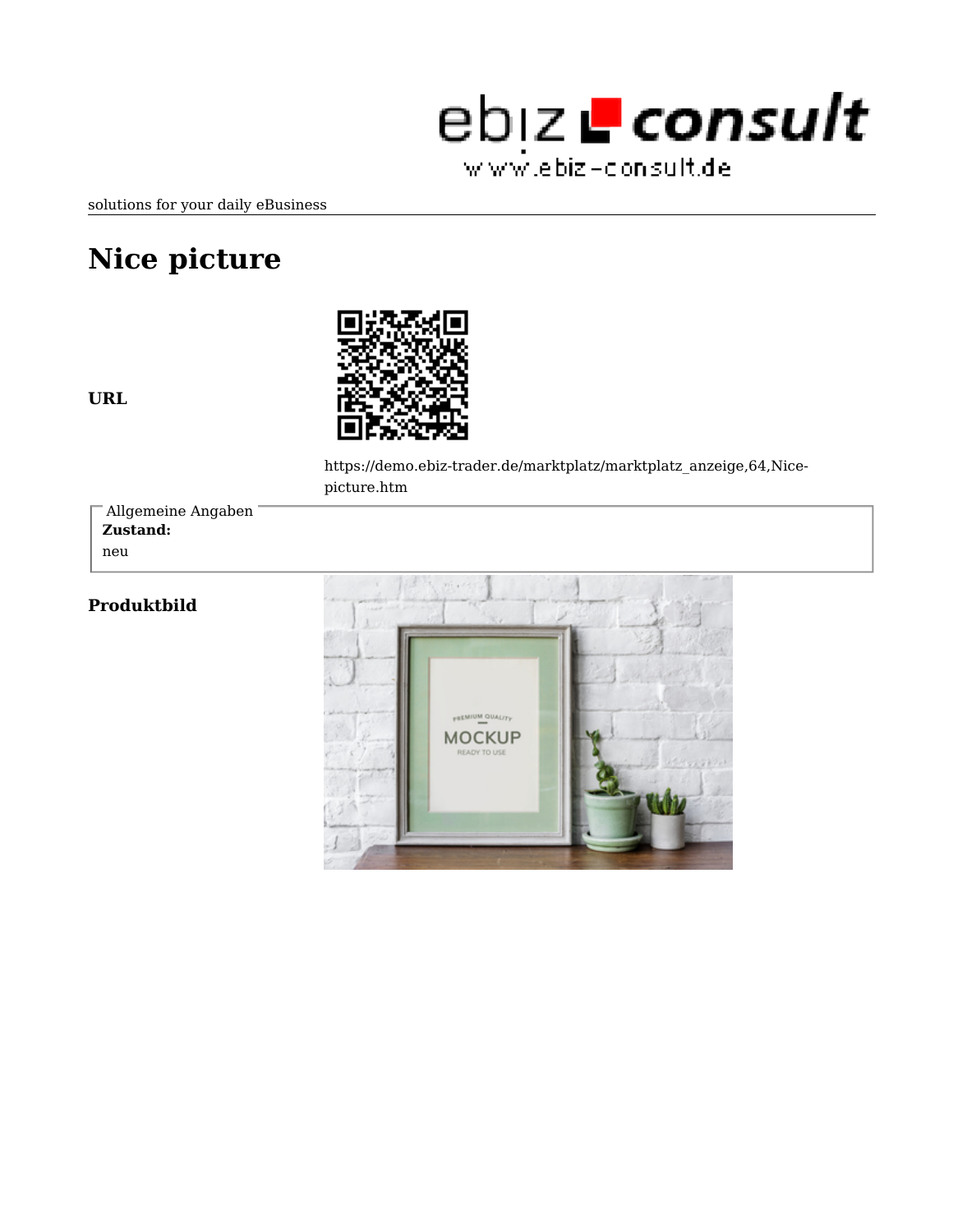solutions for your daily eBusiness

# Nice picture

**URL**

https://demo.ebiz-trader.de/marktplatz/marktplatz_anzeige,64,Nice-picture.htm

Allgemeine Angaben

**Zustand:**

neu

**Produktbild**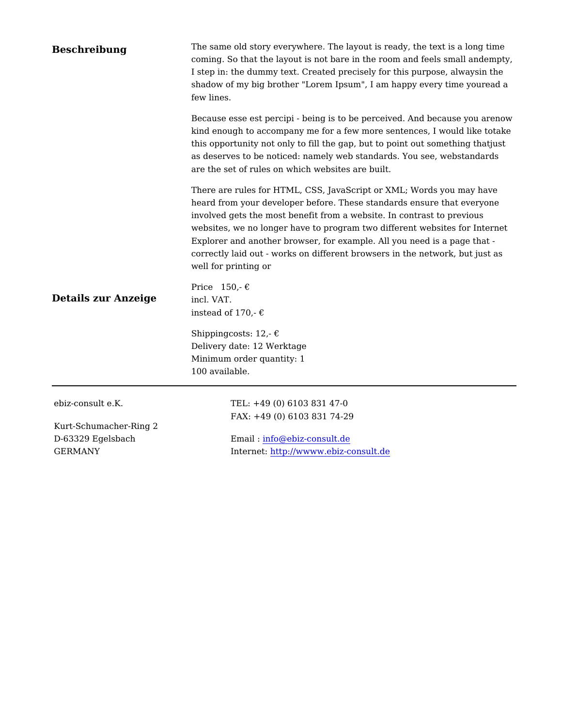## Beschreibung

The same old story everywhere. The layout is ready, the text is a long time coming. So that the layout is not bare in the room and feels small andempty, I step in: the dummy text. Created precisely for this purpose, alwaysin the shadow of my big brother "Lorem Ipsum", I am happy every time youread a few lines.

Because esse est percipi - being is to be perceived. And because you arenow kind enough to accompany me for a few more sentences, I would like totake this opportunity not only to fill the gap, but to point out something thatjust as deserves to be noticed: namely web standards. You see, webstandards are the set of rules on which websites are built.

There are rules for HTML, CSS, JavaScript or XML; Words you may have heard from your developer before. These standards ensure that everyone involved gets the most benefit from a website. In contrast to previous websites, we no longer have to program two different websites for Internet Explorer and another browser, for example. All you need is a page that - correctly laid out - works on different browsers in the network, but just as well for printing or

## Details zur Anzeige

Price 150,- €
incl. VAT.
instead of 170,- €

Shippingcosts: 12,- €
Delivery date: 12 Werktage
Minimum order quantity: 1
100 available.

---

ebiz-consult e.K.

Kurt-Schumacher-Ring 2
D-63329 Egelsbach
GERMANY

TEL: +49 (0) 6103 831 47-0
FAX: +49 (0) 6103 831 74-29

Email : info@ebiz-consult.de
Internet: http://wwww.ebiz-consult.de